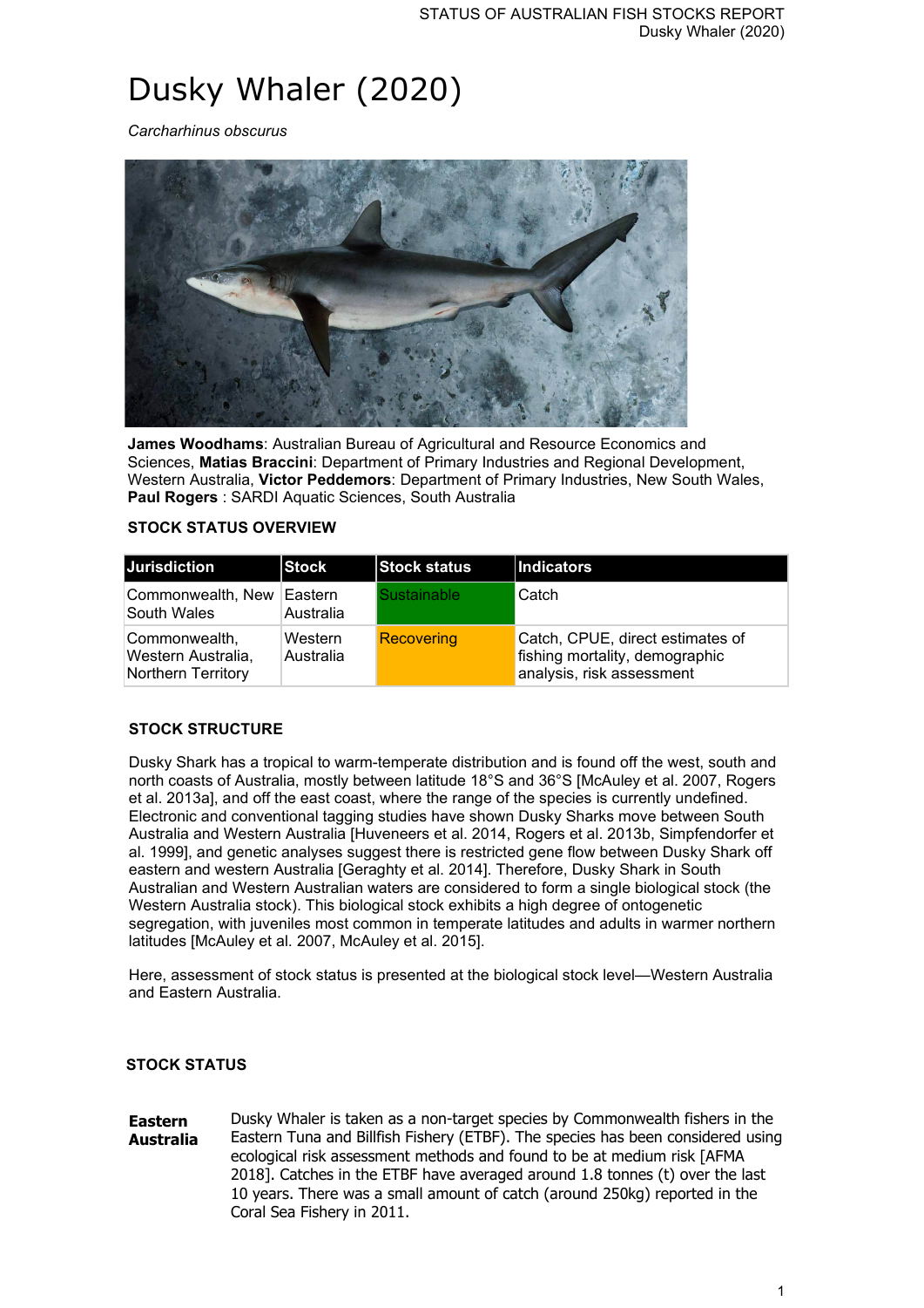# Dusky Whaler (2020)

*Carcharhinus obscurus*

**James Woodhams**: Australian Bureau of Agricultural and Resource Economics and Sciences, **Matias Braccini**: Department of Primary Industries and Regional Development, Western Australia, **Victor Peddemors**: Department of Primary Industries, New South Wales, **Paul Rogers** : SARDI Aquatic Sciences, South Australia

### STOCK STATUS OVERVIEW

| Jurisdiction | Stock | Stock status | Indicators |
|---|---|---|---|
| Commonwealth, New South Wales | Eastern Australia | Sustainable | Catch |
| Commonwealth, Western Australia, Northern Territory | Western Australia | Recovering | Catch, CPUE, direct estimates of fishing mortality, demographic analysis, risk assessment |

### STOCK STRUCTURE

Dusky Shark has a tropical to warm-temperate distribution and is found off the west, south and north coasts of Australia, mostly between latitude 18°S and 36°S [McAuley et al. 2007, Rogers et al. 2013a], and off the east coast, where the range of the species is currently undefined. Electronic and conventional tagging studies have shown Dusky Sharks move between South Australia and Western Australia [Huveneers et al. 2014, Rogers et al. 2013b, Simpfendorfer et al. 1999], and genetic analyses suggest there is restricted gene flow between Dusky Shark off eastern and western Australia [Geraghty et al. 2014]. Therefore, Dusky Shark in South Australian and Western Australian waters are considered to form a single biological stock (the Western Australia stock). This biological stock exhibits a high degree of ontogenetic segregation, with juveniles most common in temperate latitudes and adults in warmer northern latitudes [McAuley et al. 2007, McAuley et al. 2015].

Here, assessment of stock status is presented at the biological stock level—Western Australia and Eastern Australia.

### STOCK STATUS

**Eastern Australia**

Dusky Whaler is taken as a non-target species by Commonwealth fishers in the Eastern Tuna and Billfish Fishery (ETBF). The species has been considered using ecological risk assessment methods and found to be at medium risk [AFMA 2018]. Catches in the ETBF have averaged around 1.8 tonnes (t) over the last 10 years. There was a small amount of catch (around 250kg) reported in the Coral Sea Fishery in 2011.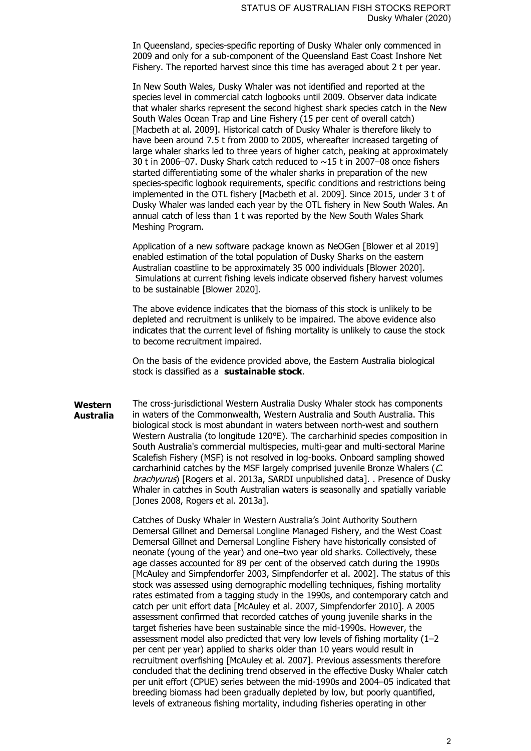In Queensland, species-specific reporting of Dusky Whaler only commenced in 2009 and only for a sub-component of the Queensland East Coast Inshore Net Fishery. The reported harvest since this time has averaged about 2 t per year.

In New South Wales, Dusky Whaler was not identified and reported at the species level in commercial catch logbooks until 2009. Observer data indicate that whaler sharks represent the second highest shark species catch in the New South Wales Ocean Trap and Line Fishery (15 per cent of overall catch) [Macbeth at al. 2009]. Historical catch of Dusky Whaler is therefore likely to have been around 7.5 t from 2000 to 2005, whereafter increased targeting of large whaler sharks led to three years of higher catch, peaking at approximately 30 t in 2006–07. Dusky Shark catch reduced to ~15 t in 2007–08 once fishers started differentiating some of the whaler sharks in preparation of the new species-specific logbook requirements, specific conditions and restrictions being implemented in the OTL fishery [Macbeth et al. 2009]. Since 2015, under 3 t of Dusky Whaler was landed each year by the OTL fishery in New South Wales. An annual catch of less than 1 t was reported by the New South Wales Shark Meshing Program.

Application of a new software package known as NeOGen [Blower et al 2019] enabled estimation of the total population of Dusky Sharks on the eastern Australian coastline to be approximately 35 000 individuals [Blower 2020]. Simulations at current fishing levels indicate observed fishery harvest volumes to be sustainable [Blower 2020].

The above evidence indicates that the biomass of this stock is unlikely to be depleted and recruitment is unlikely to be impaired. The above evidence also indicates that the current level of fishing mortality is unlikely to cause the stock to become recruitment impaired.

On the basis of the evidence provided above, the Eastern Australia biological stock is classified as a **sustainable stock**.

**Western Australia**

The cross-jurisdictional Western Australia Dusky Whaler stock has components in waters of the Commonwealth, Western Australia and South Australia. This biological stock is most abundant in waters between north-west and southern Western Australia (to longitude 120°E). The carcharhinid species composition in South Australia's commercial multispecies, multi-gear and multi-sectoral Marine Scalefish Fishery (MSF) is not resolved in log-books. Onboard sampling showed carcharhinid catches by the MSF largely comprised juvenile Bronze Whalers (*C. brachyurus*) [Rogers et al. 2013a, SARDI unpublished data]. . Presence of Dusky Whaler in catches in South Australian waters is seasonally and spatially variable [Jones 2008, Rogers et al. 2013a].

Catches of Dusky Whaler in Western Australia's Joint Authority Southern Demersal Gillnet and Demersal Longline Managed Fishery, and the West Coast Demersal Gillnet and Demersal Longline Fishery have historically consisted of neonate (young of the year) and one–two year old sharks. Collectively, these age classes accounted for 89 per cent of the observed catch during the 1990s [McAuley and Simpfendorfer 2003, Simpfendorfer et al. 2002]. The status of this stock was assessed using demographic modelling techniques, fishing mortality rates estimated from a tagging study in the 1990s, and contemporary catch and catch per unit effort data [McAuley et al. 2007, Simpfendorfer 2010]. A 2005 assessment confirmed that recorded catches of young juvenile sharks in the target fisheries have been sustainable since the mid-1990s. However, the assessment model also predicted that very low levels of fishing mortality (1–2 per cent per year) applied to sharks older than 10 years would result in recruitment overfishing [McAuley et al. 2007]. Previous assessments therefore concluded that the declining trend observed in the effective Dusky Whaler catch per unit effort (CPUE) series between the mid-1990s and 2004–05 indicated that breeding biomass had been gradually depleted by low, but poorly quantified, levels of extraneous fishing mortality, including fisheries operating in other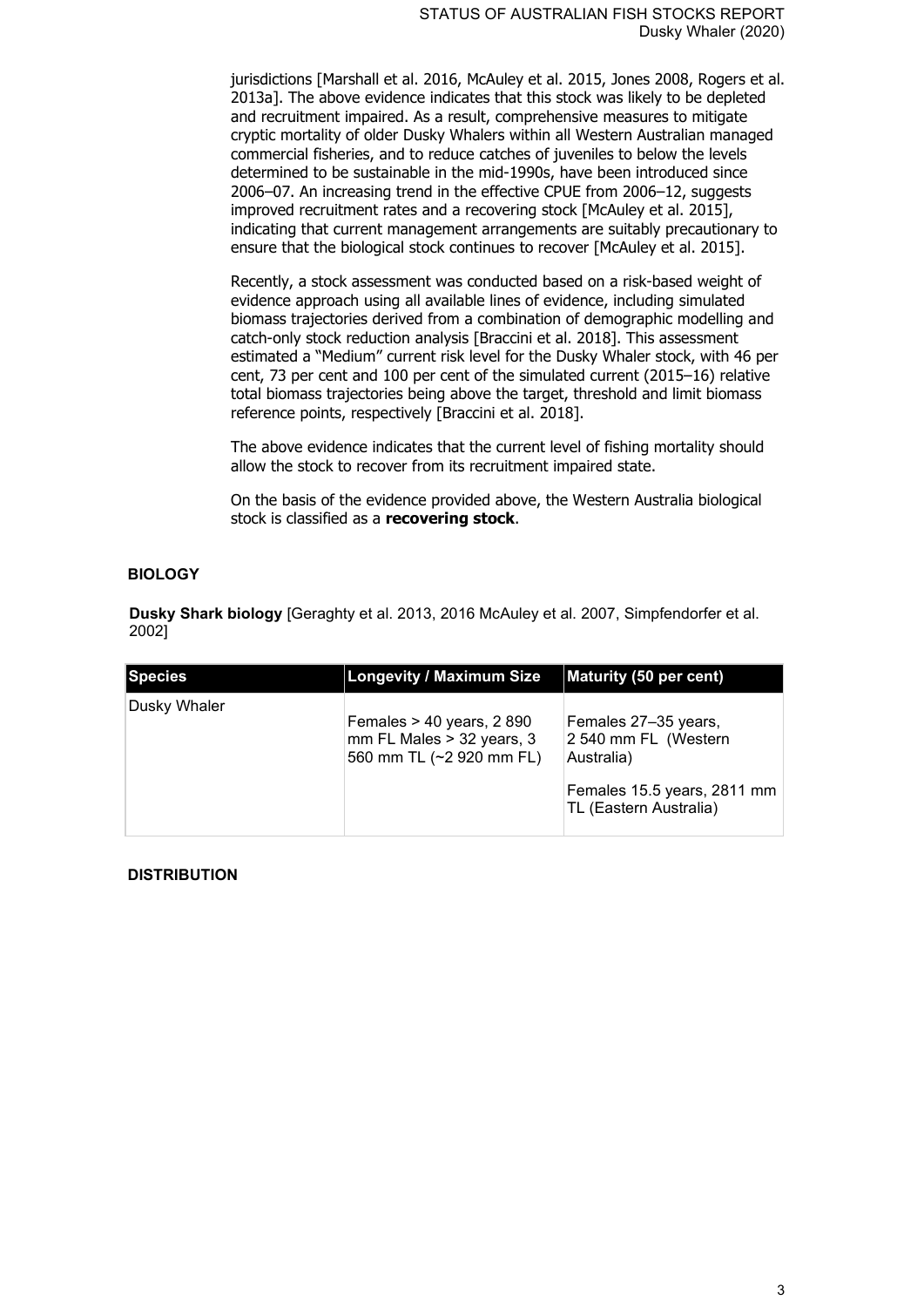jurisdictions [Marshall et al. 2016, McAuley et al. 2015, Jones 2008, Rogers et al. 2013a]. The above evidence indicates that this stock was likely to be depleted and recruitment impaired. As a result, comprehensive measures to mitigate cryptic mortality of older Dusky Whalers within all Western Australian managed commercial fisheries, and to reduce catches of juveniles to below the levels determined to be sustainable in the mid-1990s, have been introduced since 2006–07. An increasing trend in the effective CPUE from 2006–12, suggests improved recruitment rates and a recovering stock [McAuley et al. 2015], indicating that current management arrangements are suitably precautionary to ensure that the biological stock continues to recover [McAuley et al. 2015].

Recently, a stock assessment was conducted based on a risk-based weight of evidence approach using all available lines of evidence, including simulated biomass trajectories derived from a combination of demographic modelling and catch-only stock reduction analysis [Braccini et al. 2018]. This assessment estimated a "Medium" current risk level for the Dusky Whaler stock, with 46 per cent, 73 per cent and 100 per cent of the simulated current (2015–16) relative total biomass trajectories being above the target, threshold and limit biomass reference points, respectively [Braccini et al. 2018].

The above evidence indicates that the current level of fishing mortality should allow the stock to recover from its recruitment impaired state.

On the basis of the evidence provided above, the Western Australia biological stock is classified as a **recovering stock**.

## BIOLOGY

**Dusky Shark biology** [Geraghty et al. 2013, 2016 McAuley et al. 2007, Simpfendorfer et al. 2002]

| Species | Longevity / Maximum Size | Maturity (50 per cent) |
| --- | --- | --- |
| Dusky Whaler | Females > 40 years, 2 890 mm FL Males > 32 years, 3 560 mm TL (~2 920 mm FL) | Females 27–35 years, 2 540 mm FL (Western Australia)<br><br>Females 15.5 years, 2811 mm TL (Eastern Australia) |

## DISTRIBUTION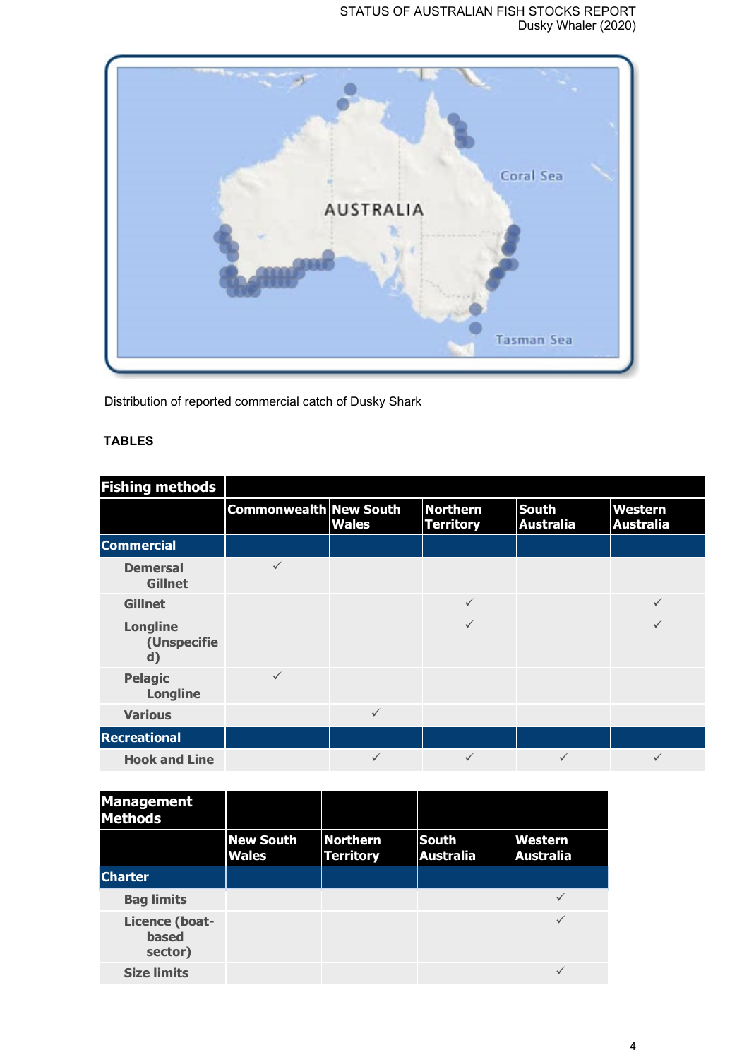Distribution of reported commercial catch of Dusky Shark

**TABLES**

| Fishing methods | | | | | |
|---|---|---|---|---|---|
| | Commonwealth | New South Wales | Northern Territory | South Australia | Western Australia |
| **Commercial** | | | | | |
| Demersal Gillnet | ✓ | | | | |
| Gillnet | | | ✓ | | ✓ |
| Longline (Unspecified) | | | ✓ | | ✓ |
| Pelagic Longline | ✓ | | | | |
| Various | | ✓ | | | |
| **Recreational** | | | | | |
| Hook and Line | | ✓ | ✓ | ✓ | ✓ |

| Management Methods | | | | |
|---|---|---|---|---|
| | New South Wales | Northern Territory | South Australia | Western Australia |
| **Charter** | | | | |
| Bag limits | | | | ✓ |
| Licence (boat-based sector) | | | | ✓ |
| Size limits | | | | ✓ |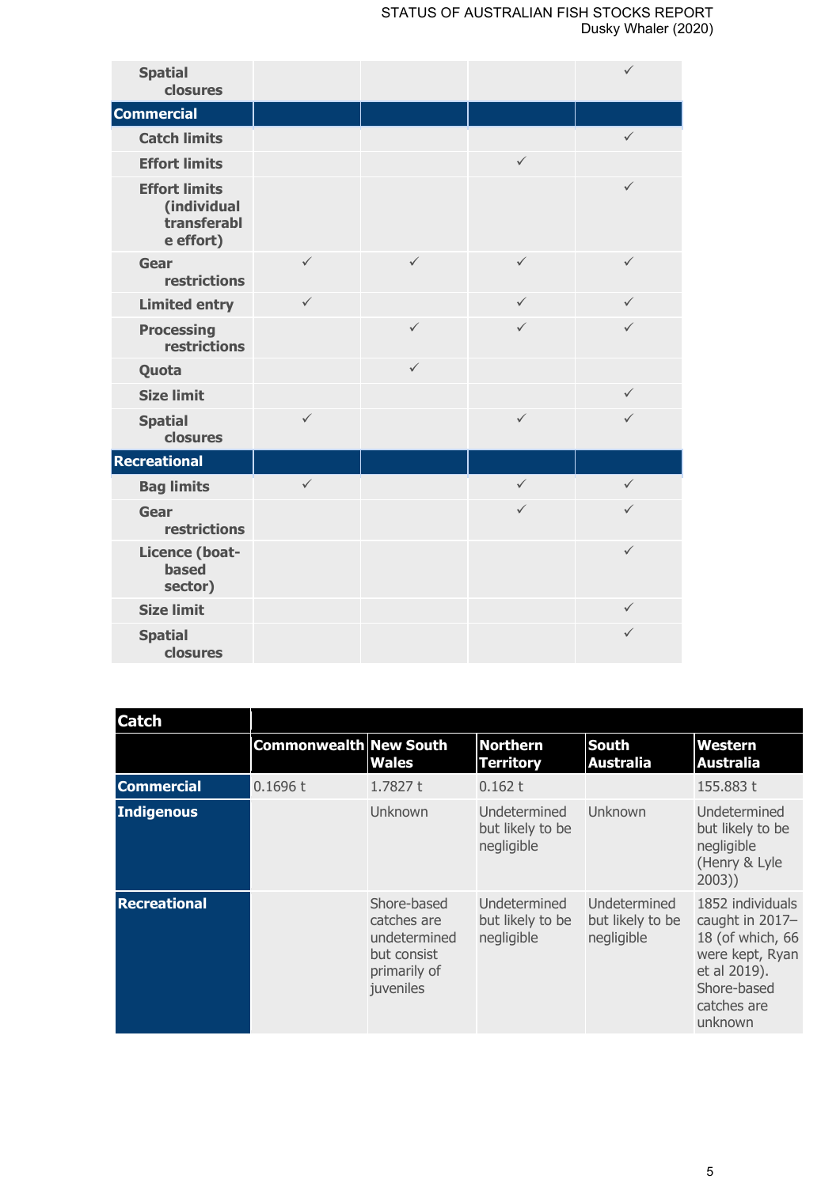| | | | | |
|---|---|---|---|---|
| **Spatial closures** | | | | ✓ |
| **Commercial** | | | | |
| **Catch limits** | | | | ✓ |
| **Effort limits** | | | ✓ | |
| **Effort limits (individual transferable effort)** | | | | ✓ |
| **Gear restrictions** | ✓ | ✓ | ✓ | ✓ |
| **Limited entry** | ✓ | | ✓ | ✓ |
| **Processing restrictions** | | ✓ | ✓ | ✓ |
| **Quota** | | ✓ | | |
| **Size limit** | | | | ✓ |
| **Spatial closures** | ✓ | | ✓ | ✓ |
| **Recreational** | | | | |
| **Bag limits** | ✓ | | ✓ | ✓ |
| **Gear restrictions** | | | ✓ | ✓ |
| **Licence (boat-based sector)** | | | | ✓ |
| **Size limit** | | | | ✓ |
| **Spatial closures** | | | | ✓ |

| **Catch** | | | | | |
|---|---|---|---|---|---|
| | **Commonwealth** | **New South Wales** | **Northern Territory** | **South Australia** | **Western Australia** |
| **Commercial** | 0.1696 t | 1.7827 t | 0.162 t | | 155.883 t |
| **Indigenous** | | Unknown | Undetermined but likely to be negligible | Unknown | Undetermined but likely to be negligible (Henry & Lyle 2003)) |
| **Recreational** | | Shore-based catches are undetermined but consist primarily of juveniles | Undetermined but likely to be negligible | Undetermined but likely to be negligible | 1852 individuals caught in 2017–18 (of which, 66 were kept, Ryan et al 2019). Shore-based catches are unknown |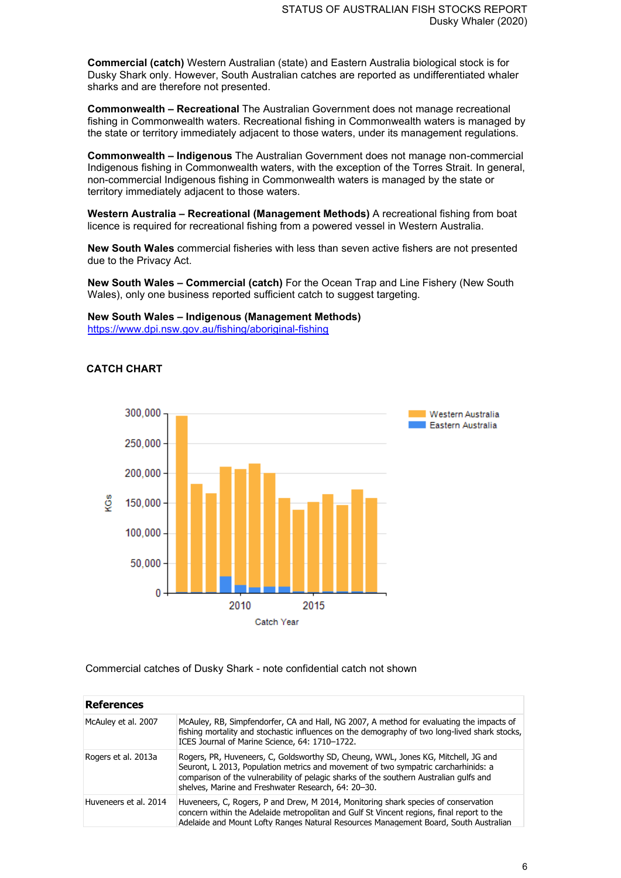**Commercial (catch)** Western Australian (state) and Eastern Australia biological stock is for Dusky Shark only. However, South Australian catches are reported as undifferentiated whaler sharks and are therefore not presented.

**Commonwealth – Recreational** The Australian Government does not manage recreational fishing in Commonwealth waters. Recreational fishing in Commonwealth waters is managed by the state or territory immediately adjacent to those waters, under its management regulations.

**Commonwealth – Indigenous** The Australian Government does not manage non-commercial Indigenous fishing in Commonwealth waters, with the exception of the Torres Strait. In general, non-commercial Indigenous fishing in Commonwealth waters is managed by the state or territory immediately adjacent to those waters.

**Western Australia – Recreational (Management Methods)** A recreational fishing from boat licence is required for recreational fishing from a powered vessel in Western Australia.

**New South Wales** commercial fisheries with less than seven active fishers are not presented due to the Privacy Act.

**New South Wales – Commercial (catch)** For the Ocean Trap and Line Fishery (New South Wales), only one business reported sufficient catch to suggest targeting.

**New South Wales – Indigenous (Management Methods)**
https://www.dpi.nsw.gov.au/fishing/aboriginal-fishing

## CATCH CHART

Commercial catches of Dusky Shark - note confidential catch not shown

| References | |
|---|---|
| McAuley et al. 2007 | McAuley, RB, Simpfendorfer, CA and Hall, NG 2007, A method for evaluating the impacts of fishing mortality and stochastic influences on the demography of two long-lived shark stocks, ICES Journal of Marine Science, 64: 1710–1722. |
| Rogers et al. 2013a | Rogers, PR, Huveneers, C, Goldsworthy SD, Cheung, WWL, Jones KG, Mitchell, JG and Seuront, L 2013, Population metrics and movement of two sympatric carcharhinids: a comparison of the vulnerability of pelagic sharks of the southern Australian gulfs and shelves, Marine and Freshwater Research, 64: 20–30. |
| Huveneers et al. 2014 | Huveneers, C, Rogers, P and Drew, M 2014, Monitoring shark species of conservation concern within the Adelaide metropolitan and Gulf St Vincent regions, final report to the Adelaide and Mount Lofty Ranges Natural Resources Management Board, South Australian |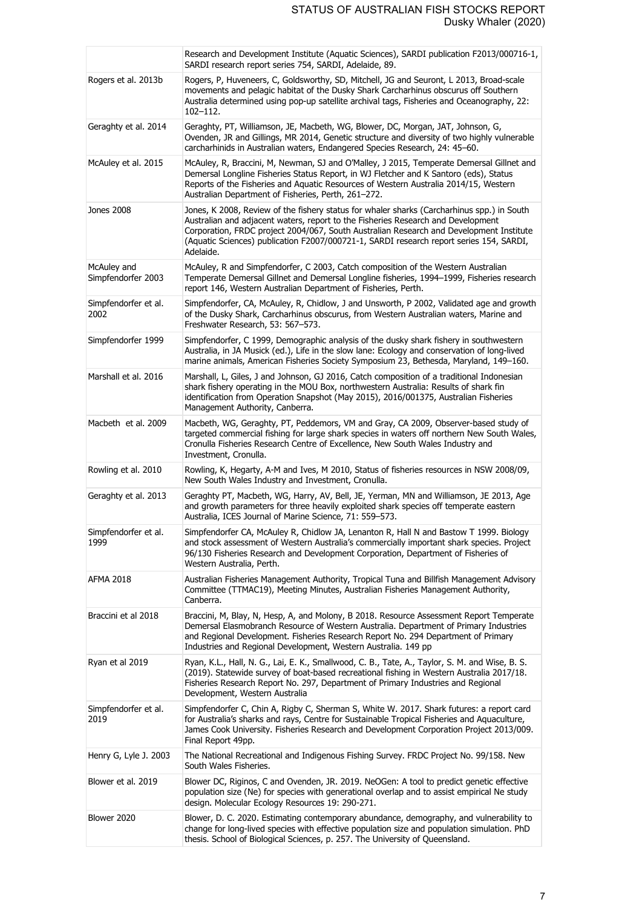| | |
|---|---|
| | Research and Development Institute (Aquatic Sciences), SARDI publication F2013/000716-1, SARDI research report series 754, SARDI, Adelaide, 89. |
| Rogers et al. 2013b | Rogers, P, Huveneers, C, Goldsworthy, SD, Mitchell, JG and Seuront, L 2013, Broad-scale movements and pelagic habitat of the Dusky Shark Carcharhinus obscurus off Southern Australia determined using pop-up satellite archival tags, Fisheries and Oceanography, 22: 102–112. |
| Geraghty et al. 2014 | Geraghty, PT, Williamson, JE, Macbeth, WG, Blower, DC, Morgan, JAT, Johnson, G, Ovenden, JR and Gillings, MR 2014, Genetic structure and diversity of two highly vulnerable carcharhinids in Australian waters, Endangered Species Research, 24: 45–60. |
| McAuley et al. 2015 | McAuley, R, Braccini, M, Newman, SJ and O'Malley, J 2015, Temperate Demersal Gillnet and Demersal Longline Fisheries Status Report, in WJ Fletcher and K Santoro (eds), Status Reports of the Fisheries and Aquatic Resources of Western Australia 2014/15, Western Australian Department of Fisheries, Perth, 261–272. |
| Jones 2008 | Jones, K 2008, Review of the fishery status for whaler sharks (Carcharhinus spp.) in South Australian and adjacent waters, report to the Fisheries Research and Development Corporation, FRDC project 2004/067, South Australian Research and Development Institute (Aquatic Sciences) publication F2007/000721-1, SARDI research report series 154, SARDI, Adelaide. |
| McAuley and Simpfendorfer 2003 | McAuley, R and Simpfendorfer, C 2003, Catch composition of the Western Australian Temperate Demersal Gillnet and Demersal Longline fisheries, 1994–1999, Fisheries research report 146, Western Australian Department of Fisheries, Perth. |
| Simpfendorfer et al. 2002 | Simpfendorfer, CA, McAuley, R, Chidlow, J and Unsworth, P 2002, Validated age and growth of the Dusky Shark, Carcharhinus obscurus, from Western Australian waters, Marine and Freshwater Research, 53: 567–573. |
| Simpfendorfer 1999 | Simpfendorfer, C 1999, Demographic analysis of the dusky shark fishery in southwestern Australia, in JA Musick (ed.), Life in the slow lane: Ecology and conservation of long-lived marine animals, American Fisheries Society Symposium 23, Bethesda, Maryland, 149–160. |
| Marshall et al. 2016 | Marshall, L, Giles, J and Johnson, GJ 2016, Catch composition of a traditional Indonesian shark fishery operating in the MOU Box, northwestern Australia: Results of shark fin identification from Operation Snapshot (May 2015), 2016/001375, Australian Fisheries Management Authority, Canberra. |
| Macbeth et al. 2009 | Macbeth, WG, Geraghty, PT, Peddemors, VM and Gray, CA 2009, Observer-based study of targeted commercial fishing for large shark species in waters off northern New South Wales, Cronulla Fisheries Research Centre of Excellence, New South Wales Industry and Investment, Cronulla. |
| Rowling et al. 2010 | Rowling, K, Hegarty, A-M and Ives, M 2010, Status of fisheries resources in NSW 2008/09, New South Wales Industry and Investment, Cronulla. |
| Geraghty et al. 2013 | Geraghty PT, Macbeth, WG, Harry, AV, Bell, JE, Yerman, MN and Williamson, JE 2013, Age and growth parameters for three heavily exploited shark species off temperate eastern Australia, ICES Journal of Marine Science, 71: 559–573. |
| Simpfendorfer et al. 1999 | Simpfendorfer CA, McAuley R, Chidlow JA, Lenanton R, Hall N and Bastow T 1999. Biology and stock assessment of Western Australia's commercially important shark species. Project 96/130 Fisheries Research and Development Corporation, Department of Fisheries of Western Australia, Perth. |
| AFMA 2018 | Australian Fisheries Management Authority, Tropical Tuna and Billfish Management Advisory Committee (TTMAC19), Meeting Minutes, Australian Fisheries Management Authority, Canberra. |
| Braccini et al 2018 | Braccini, M, Blay, N, Hesp, A, and Molony, B 2018. Resource Assessment Report Temperate Demersal Elasmobranch Resource of Western Australia. Department of Primary Industries and Regional Development. Fisheries Research Report No. 294 Department of Primary Industries and Regional Development, Western Australia. 149 pp |
| Ryan et al 2019 | Ryan, K.L., Hall, N. G., Lai, E. K., Smallwood, C. B., Tate, A., Taylor, S. M. and Wise, B. S. (2019). Statewide survey of boat-based recreational fishing in Western Australia 2017/18. Fisheries Research Report No. 297, Department of Primary Industries and Regional Development, Western Australia |
| Simpfendorfer et al. 2019 | Simpfendorfer C, Chin A, Rigby C, Sherman S, White W. 2017. Shark futures: a report card for Australia's sharks and rays, Centre for Sustainable Tropical Fisheries and Aquaculture, James Cook University. Fisheries Research and Development Corporation Project 2013/009. Final Report 49pp. |
| Henry G, Lyle J. 2003 | The National Recreational and Indigenous Fishing Survey. FRDC Project No. 99/158. New South Wales Fisheries. |
| Blower et al. 2019 | Blower DC, Riginos, C and Ovenden, JR. 2019. NeOGen: A tool to predict genetic effective population size (Ne) for species with generational overlap and to assist empirical Ne study design. Molecular Ecology Resources 19: 290-271. |
| Blower 2020 | Blower, D. C. 2020. Estimating contemporary abundance, demography, and vulnerability to change for long-lived species with effective population size and population simulation. PhD thesis. School of Biological Sciences, p. 257. The University of Queensland. |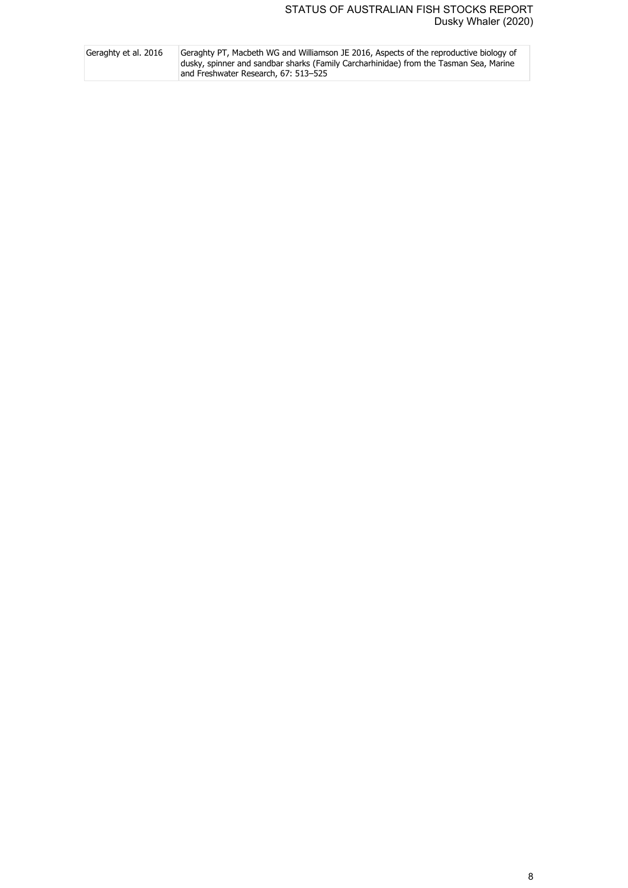| | |
|---|---|
| Geraghty et al. 2016 | Geraghty PT, Macbeth WG and Williamson JE 2016, Aspects of the reproductive biology of dusky, spinner and sandbar sharks (Family Carcharhinidae) from the Tasman Sea, Marine and Freshwater Research, 67: 513–525 |